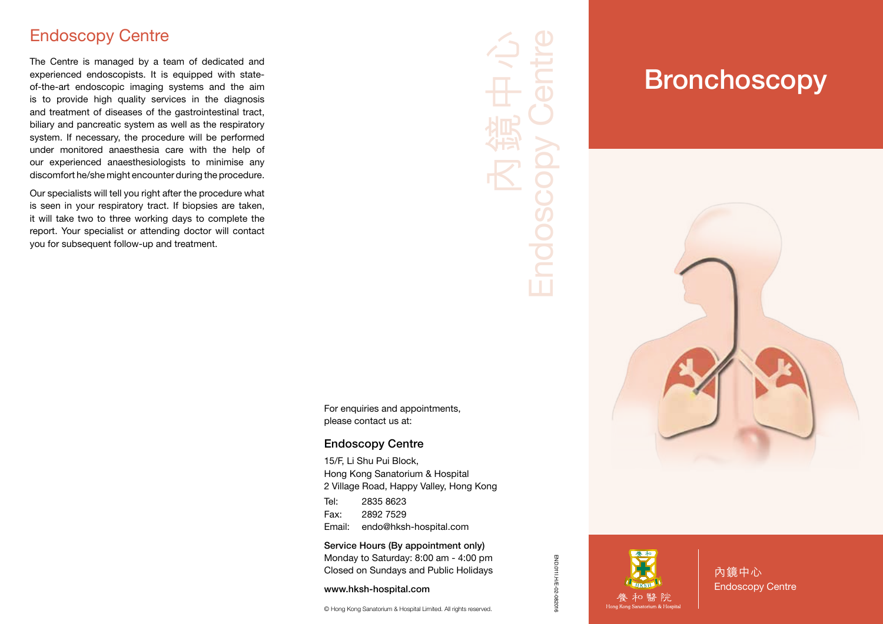## Endoscopy Centre

The Centre is managed by a team of dedicated and experienced endoscopists. It is equipped with state-of-the-art endoscopic imaging systems and the aim is to provide high quality services in the diagnosis and treatment of diseases of the gastrointestinal tract, biliary and pancreatic system as well as the respiratory system. If necessary, the procedure will be performed under monitored anaesthesia care with the help of our experienced anaesthesiologists to minimise any discomfort he/she might encounter during the procedure.

Our specialists will tell you right after the procedure what is seen in your respiratory tract. If biopsies are taken, it will take two to three working days to complete the report. Your specialist or attending doctor will contact you for subsequent follow-up and treatment.

內鏡中心 Endoscopy Centre

For enquiries and appointments, please contact us at:

### Endoscopy Centre

15/F, Li Shu Pui Block,
Hong Kong Sanatorium & Hospital
2 Village Road, Happy Valley, Hong Kong

Tel: 2835 8623
Fax: 2892 7529
Email: endo@hksh-hospital.com

**Service Hours (By appointment only)**
Monday to Saturday: 8:00 am - 4:00 pm
Closed on Sundays and Public Holidays

**www.hksh-hospital.com**

© Hong Kong Sanatorium & Hospital Limited. All rights reserved.

END.011I.H/E-02-082016

# Bronchoscopy

養和醫院
Hong Kong Sanatorium & Hospital

內鏡中心
Endoscopy Centre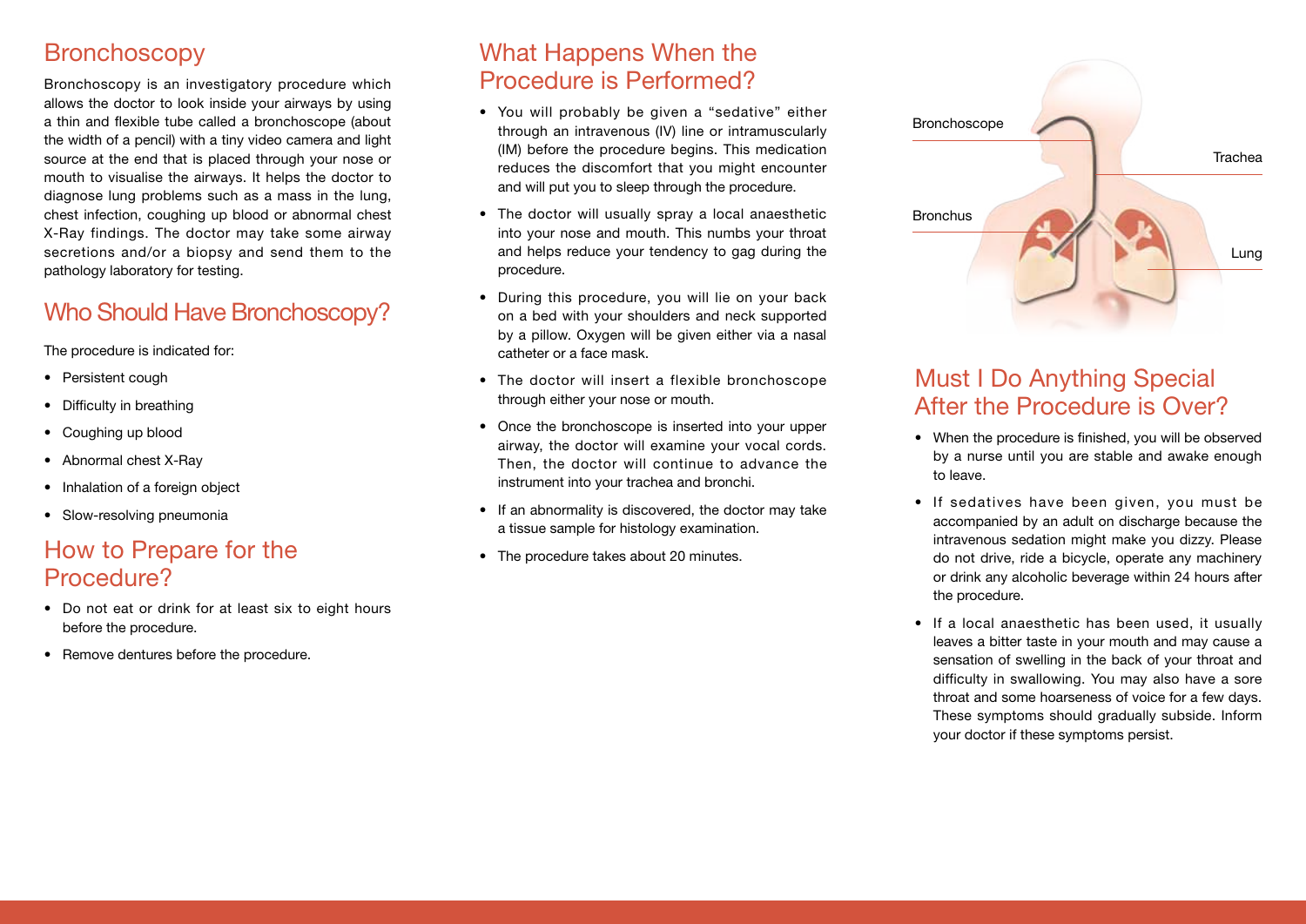## Bronchoscopy

Bronchoscopy is an investigatory procedure which allows the doctor to look inside your airways by using a thin and flexible tube called a bronchoscope (about the width of a pencil) with a tiny video camera and light source at the end that is placed through your nose or mouth to visualise the airways. It helps the doctor to diagnose lung problems such as a mass in the lung, chest infection, coughing up blood or abnormal chest X-Ray findings. The doctor may take some airway secretions and/or a biopsy and send them to the pathology laboratory for testing.

## Who Should Have Bronchoscopy?

The procedure is indicated for:

- Persistent cough
- Difficulty in breathing
- Coughing up blood
- Abnormal chest X-Ray
- Inhalation of a foreign object
- Slow-resolving pneumonia

## How to Prepare for the Procedure?

- Do not eat or drink for at least six to eight hours before the procedure.
- Remove dentures before the procedure.

## What Happens When the Procedure is Performed?

- You will probably be given a "sedative" either through an intravenous (IV) line or intramuscularly (IM) before the procedure begins. This medication reduces the discomfort that you might encounter and will put you to sleep through the procedure.
- The doctor will usually spray a local anaesthetic into your nose and mouth. This numbs your throat and helps reduce your tendency to gag during the procedure.
- During this procedure, you will lie on your back on a bed with your shoulders and neck supported by a pillow. Oxygen will be given either via a nasal catheter or a face mask.
- The doctor will insert a flexible bronchoscope through either your nose or mouth.
- Once the bronchoscope is inserted into your upper airway, the doctor will examine your vocal cords. Then, the doctor will continue to advance the instrument into your trachea and bronchi.
- If an abnormality is discovered, the doctor may take a tissue sample for histology examination.
- The procedure takes about 20 minutes.

Bronchoscope
Trachea
Bronchus
Lung

## Must I Do Anything Special After the Procedure is Over?

- When the procedure is finished, you will be observed by a nurse until you are stable and awake enough to leave.
- If sedatives have been given, you must be accompanied by an adult on discharge because the intravenous sedation might make you dizzy. Please do not drive, ride a bicycle, operate any machinery or drink any alcoholic beverage within 24 hours after the procedure.
- If a local anaesthetic has been used, it usually leaves a bitter taste in your mouth and may cause a sensation of swelling in the back of your throat and difficulty in swallowing. You may also have a sore throat and some hoarseness of voice for a few days. These symptoms should gradually subside. Inform your doctor if these symptoms persist.